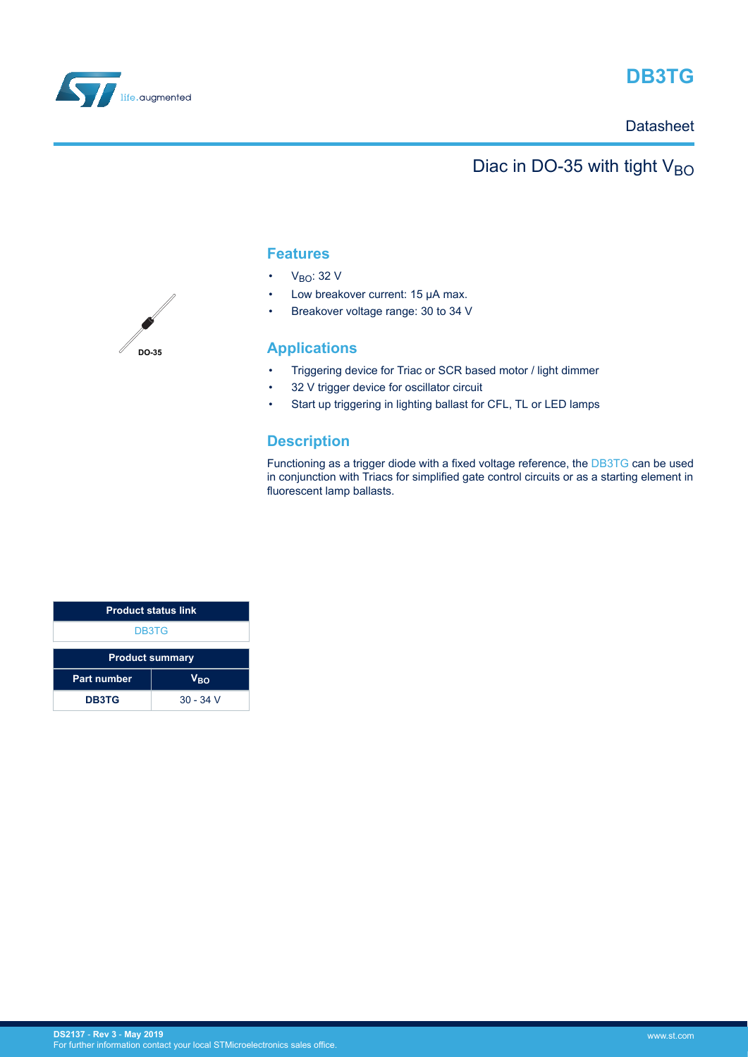# DB3TG

Datasheet

## Diac in DO-35 with tight $V_{BO}$

DO-35

## Features

- $V_{BO}$: 32 V
- Low breakover current: 15 µA max.
- Breakover voltage range: 30 to 34 V

## Applications

- Triggering device for Triac or SCR based motor / light dimmer
- 32 V trigger device for oscillator circuit
- Start up triggering in lighting ballast for CFL, TL or LED lamps

## Description

Functioning as a trigger diode with a fixed voltage reference, the DB3TG can be used in conjunction with Triacs for simplified gate control circuits or as a starting element in fluorescent lamp ballasts.

| Product status link |
| --- |
| DB3TG |

| Product summary | |
| --- | --- |
| Part number | $V_{BO}$ |
| **DB3TG** | 30 - 34 V |

DS2137 - Rev 3 - May 2019
For further information contact your local STMicroelectronics sales office.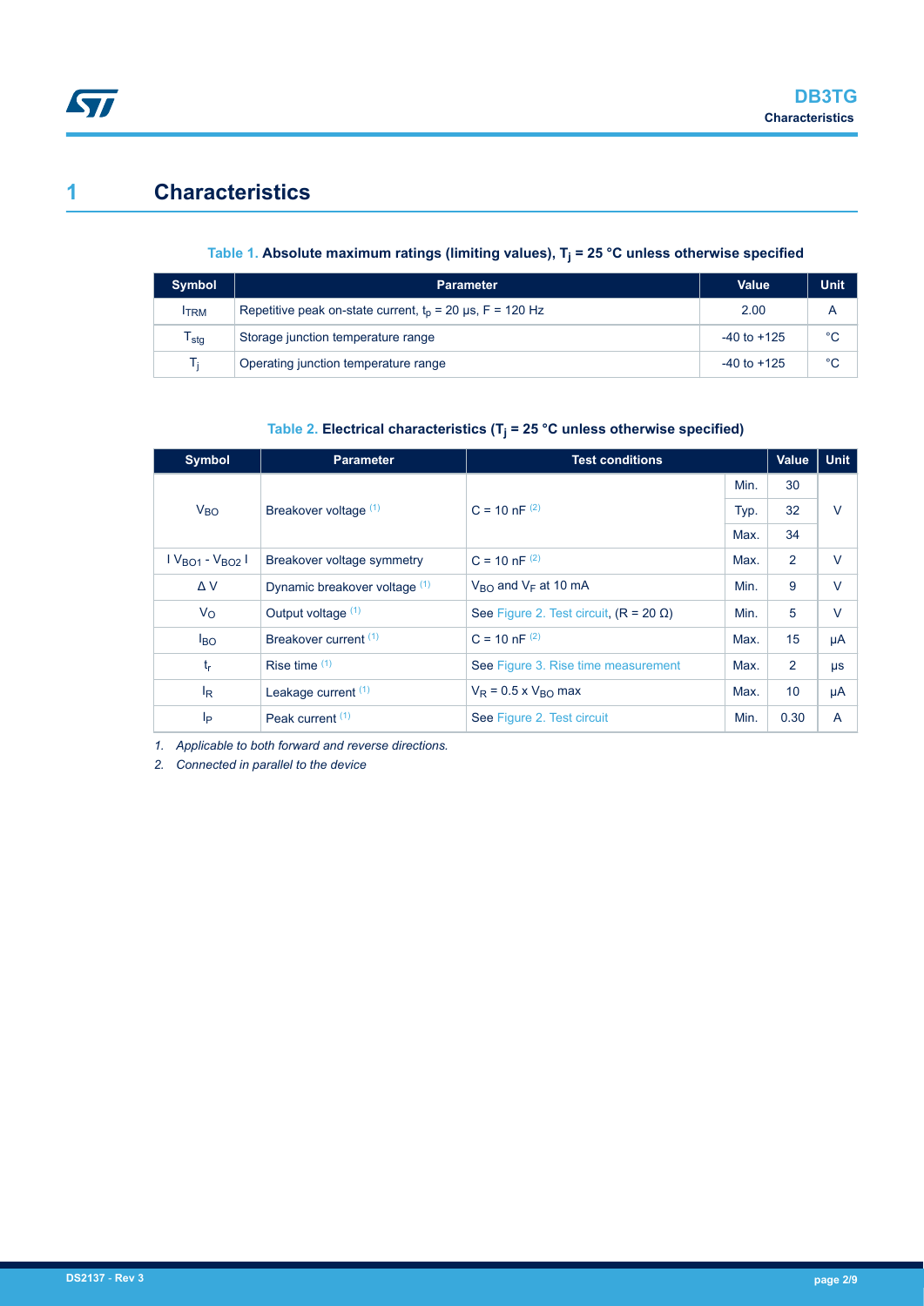# 1 Characteristics

**Table 1. Absolute maximum ratings (limiting values), $T_j$ = 25 °C unless otherwise specified**

| Symbol | Parameter | Value | Unit |
|---|---|---|---|
| $I_{TRM}$ | Repetitive peak on-state current, $t_p$ = 20 µs, F = 120 Hz | 2.00 | A |
| $T_{stg}$ | Storage junction temperature range | -40 to +125 | °C |
| $T_j$ | Operating junction temperature range | -40 to +125 | °C |

**Table 2. Electrical characteristics ($T_j$ = 25 °C unless otherwise specified)**

| Symbol | Parameter | Test conditions | | Value | Unit |
|---|---|---|---|---|---|
| $V_{BO}$ | Breakover voltage [(1)] | C = 10 nF [(2)] | Min. | 30 | V |
| | | | Typ. | 32 | |
| | | | Max. | 34 | |
| $\lvert V_{BO1} - V_{BO2} \rvert$ | Breakover voltage symmetry | C = 10 nF [(2)] | Max. | 2 | V |
| $\Delta V$ | Dynamic breakover voltage [(1)] | $V_{BO}$ and $V_F$ at 10 mA | Min. | 9 | V |
| $V_O$ | Output voltage [(1)] | See Figure 2. Test circuit, (R = 20 Ω) | Min. | 5 | V |
| $I_{BO}$ | Breakover current [(1)] | C = 10 nF [(2)] | Max. | 15 | µA |
| $t_r$ | Rise time [(1)] | See Figure 3. Rise time measurement | Max. | 2 | µs |
| $I_R$ | Leakage current [(1)] | $V_R$ = 0.5 x $V_{BO}$ max | Max. | 10 | µA |
| $I_P$ | Peak current [(1)] | See Figure 2. Test circuit | Min. | 0.30 | A |

1. *Applicable to both forward and reverse directions.*
2. *Connected in parallel to the device*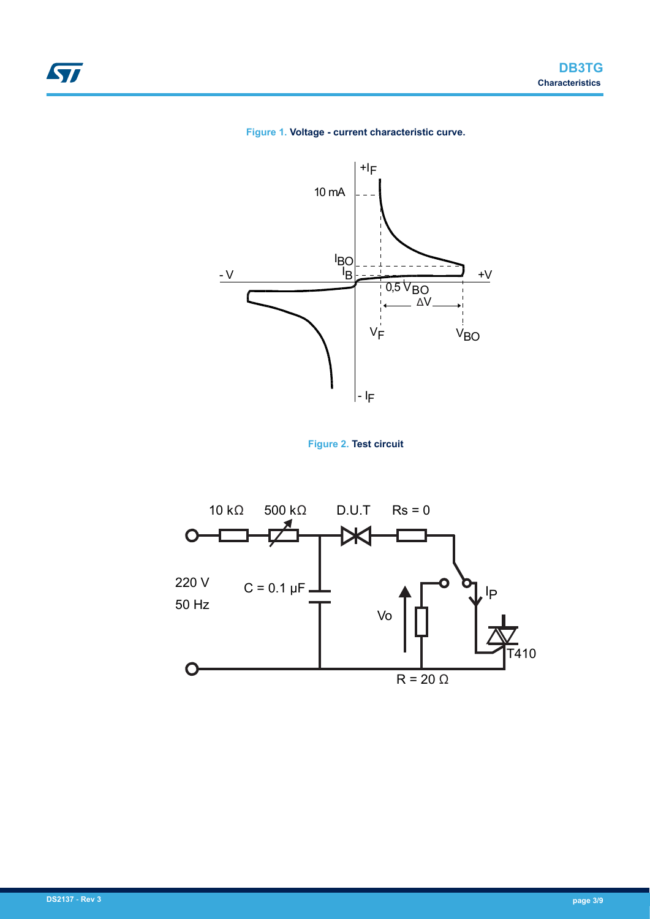**Figure 1.** Voltage - current characteristic curve.

**Figure 2.** Test circuit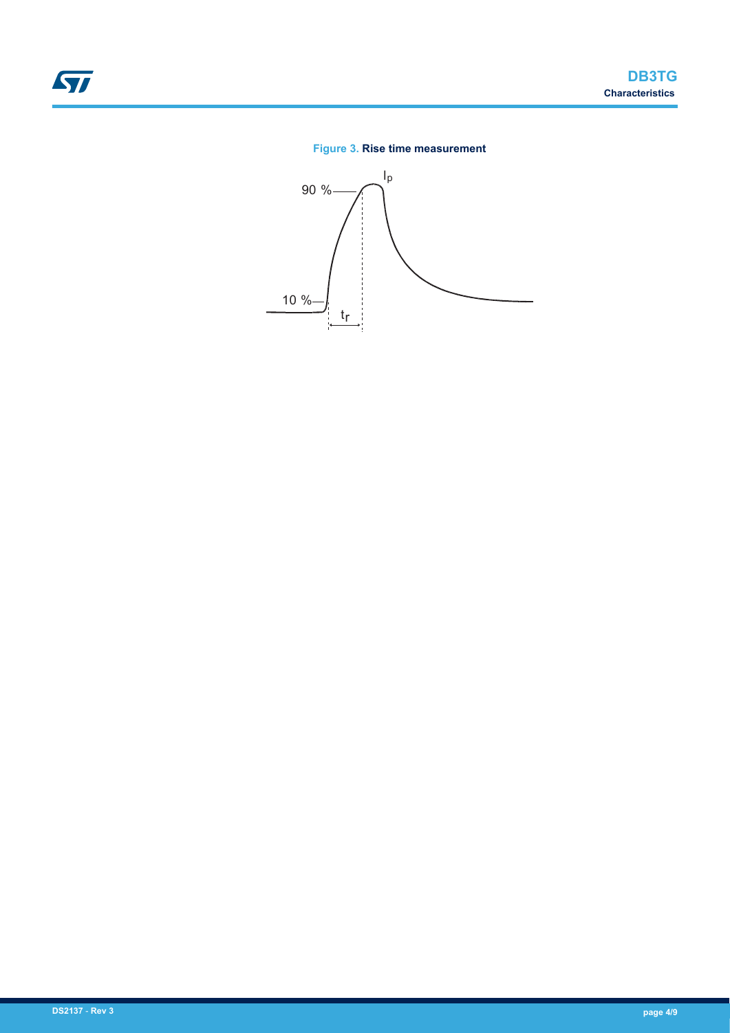**Figure 3.** Rise time measurement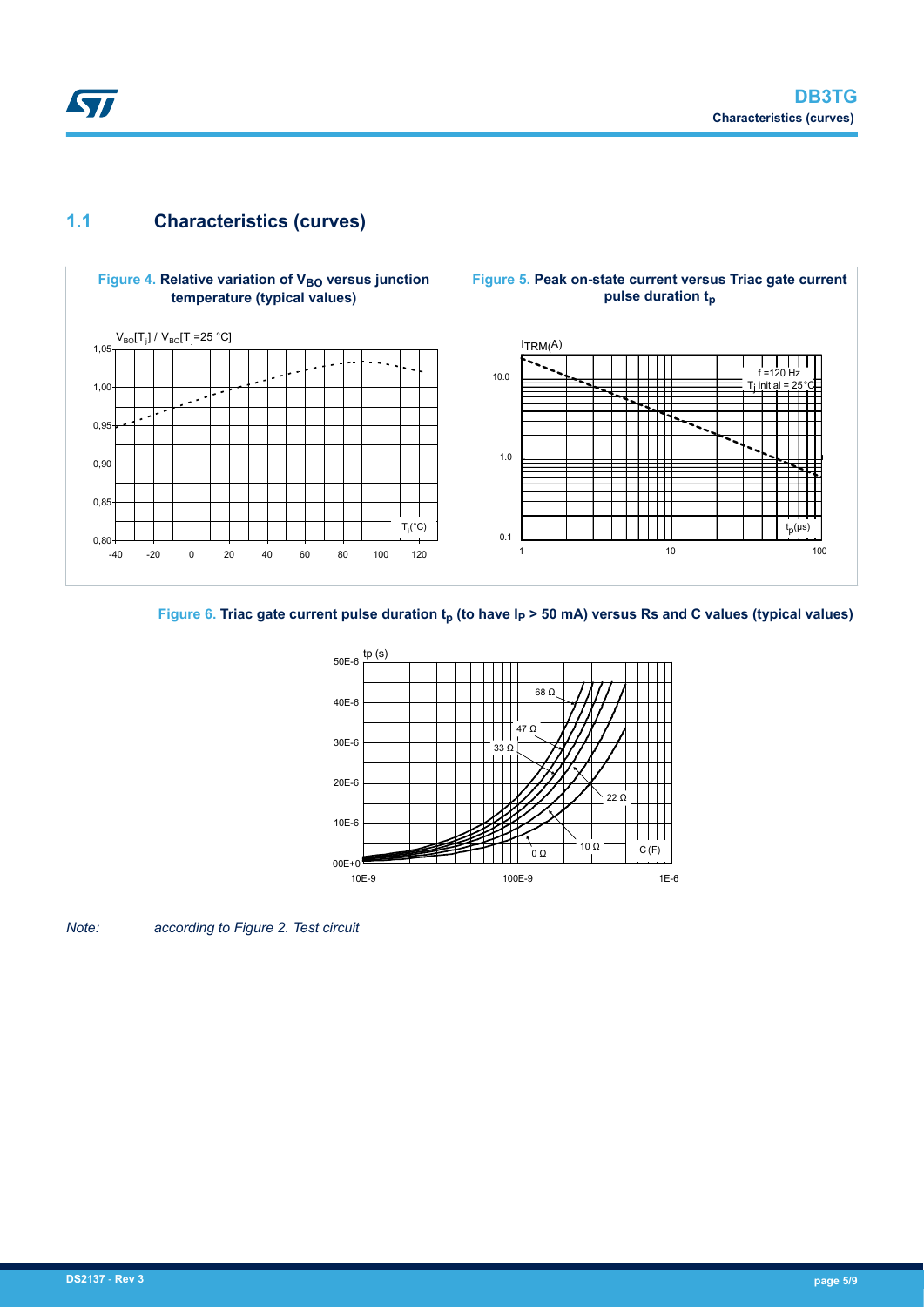## 1.1 Characteristics (curves)

**Figure 4.** Relative variation of $V_{BO}$ versus junction temperature (typical values)

**Figure 5.** Peak on-state current versus Triac gate current pulse duration $t_p$

**Figure 6.** Triac gate current pulse duration $t_p$ (to have $I_P$ > 50 mA) versus Rs and C values (typical values)

*Note: according to Figure 2. Test circuit*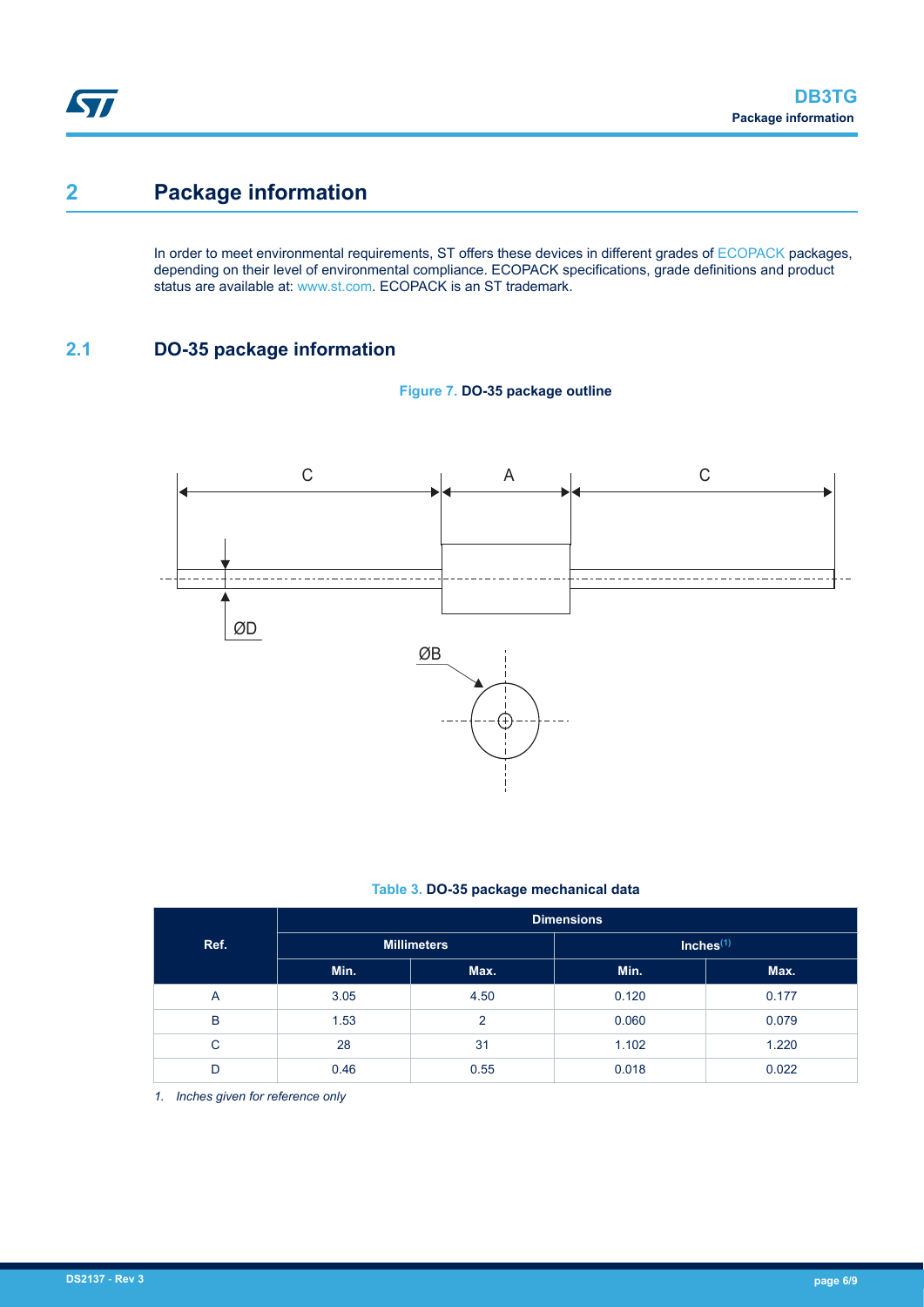# 2 Package information

In order to meet environmental requirements, ST offers these devices in different grades of ECOPACK packages, depending on their level of environmental compliance. ECOPACK specifications, grade definitions and product status are available at: www.st.com. ECOPACK is an ST trademark.

## 2.1 DO-35 package information

Figure 7. DO-35 package outline

Table 3. DO-35 package mechanical data

| Ref. | Dimensions | | | |
|---|---|---|---|---|
| | Millimeters | | Inches[1] | |
| | Min. | Max. | Min. | Max. |
| A | 3.05 | 4.50 | 0.120 | 0.177 |
| B | 1.53 | 2 | 0.060 | 0.079 |
| C | 28 | 31 | 1.102 | 1.220 |
| D | 0.46 | 0.55 | 0.018 | 0.022 |

*1. Inches given for reference only*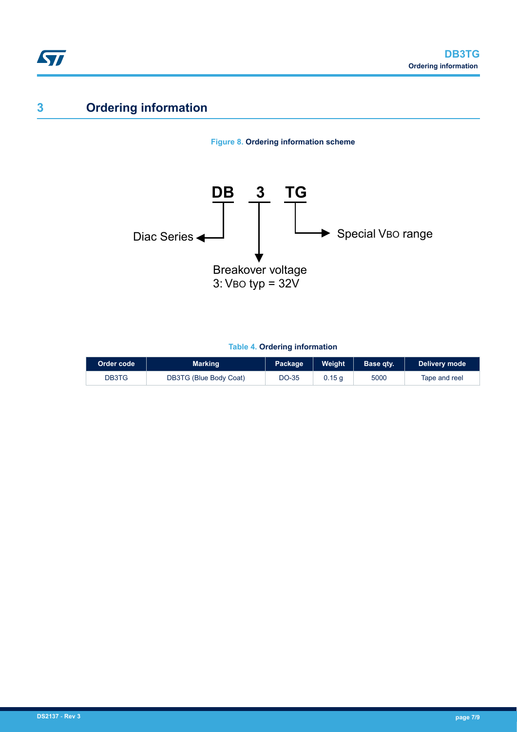## 3 Ordering information

**Figure 8. Ordering information scheme**

DB 3 TG

- DB: Diac Series
- 3: Breakover voltage — 3: $V_{BO}$ typ = 32V
- TG: Special $V_{BO}$ range

**Table 4. Ordering information**

| Order code | Marking | Package | Weight | Base qty. | Delivery mode |
|---|---|---|---|---|---|
| DB3TG | DB3TG (Blue Body Coat) | DO-35 | 0.15 g | 5000 | Tape and reel |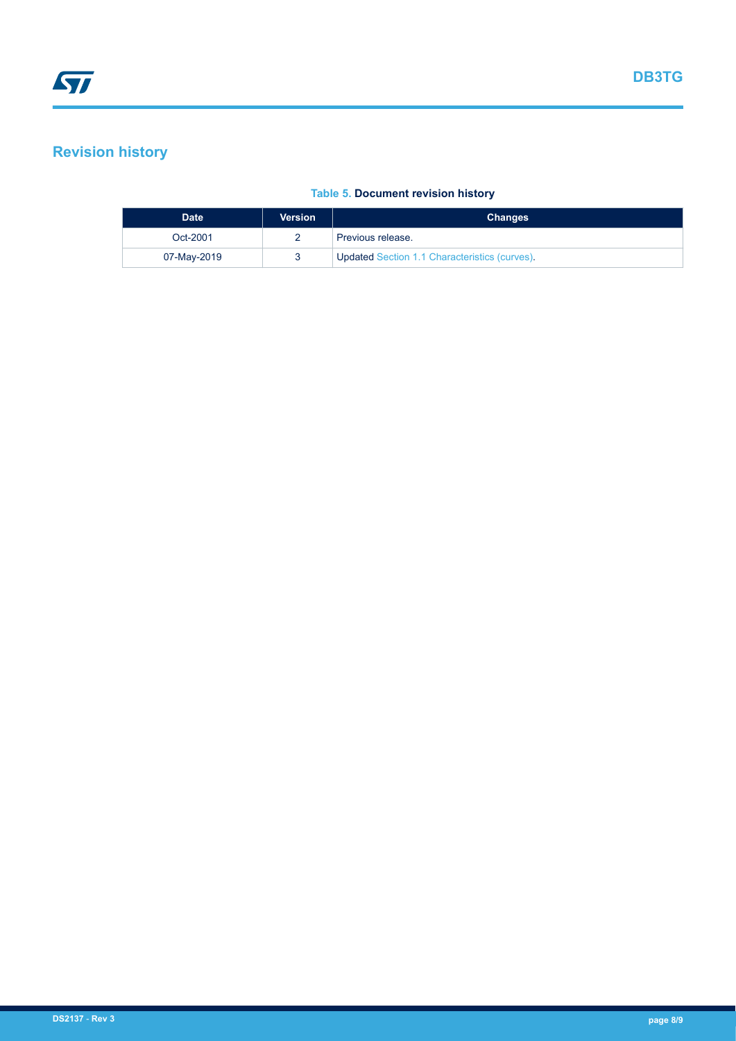# Revision history

**Table 5. Document revision history**

| Date | Version | Changes |
|---|---|---|
| Oct-2001 | 2 | Previous release. |
| 07-May-2019 | 3 | Updated Section 1.1 Characteristics (curves). |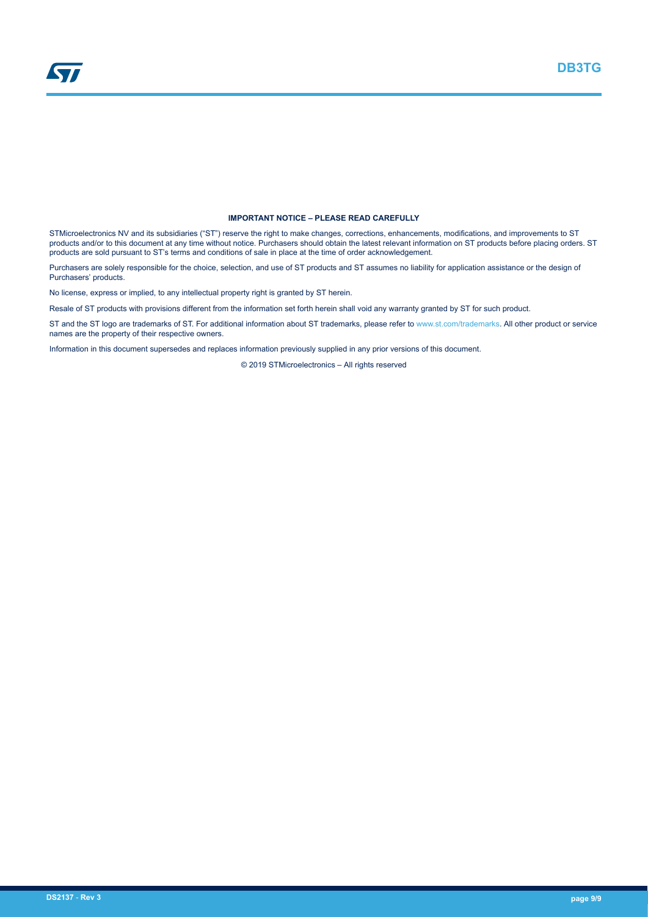**IMPORTANT NOTICE – PLEASE READ CAREFULLY**

STMicroelectronics NV and its subsidiaries ("ST") reserve the right to make changes, corrections, enhancements, modifications, and improvements to ST products and/or to this document at any time without notice. Purchasers should obtain the latest relevant information on ST products before placing orders. ST products are sold pursuant to ST's terms and conditions of sale in place at the time of order acknowledgement.

Purchasers are solely responsible for the choice, selection, and use of ST products and ST assumes no liability for application assistance or the design of Purchasers' products.

No license, express or implied, to any intellectual property right is granted by ST herein.

Resale of ST products with provisions different from the information set forth herein shall void any warranty granted by ST for such product.

ST and the ST logo are trademarks of ST. For additional information about ST trademarks, please refer to www.st.com/trademarks. All other product or service names are the property of their respective owners.

Information in this document supersedes and replaces information previously supplied in any prior versions of this document.

© 2019 STMicroelectronics – All rights reserved